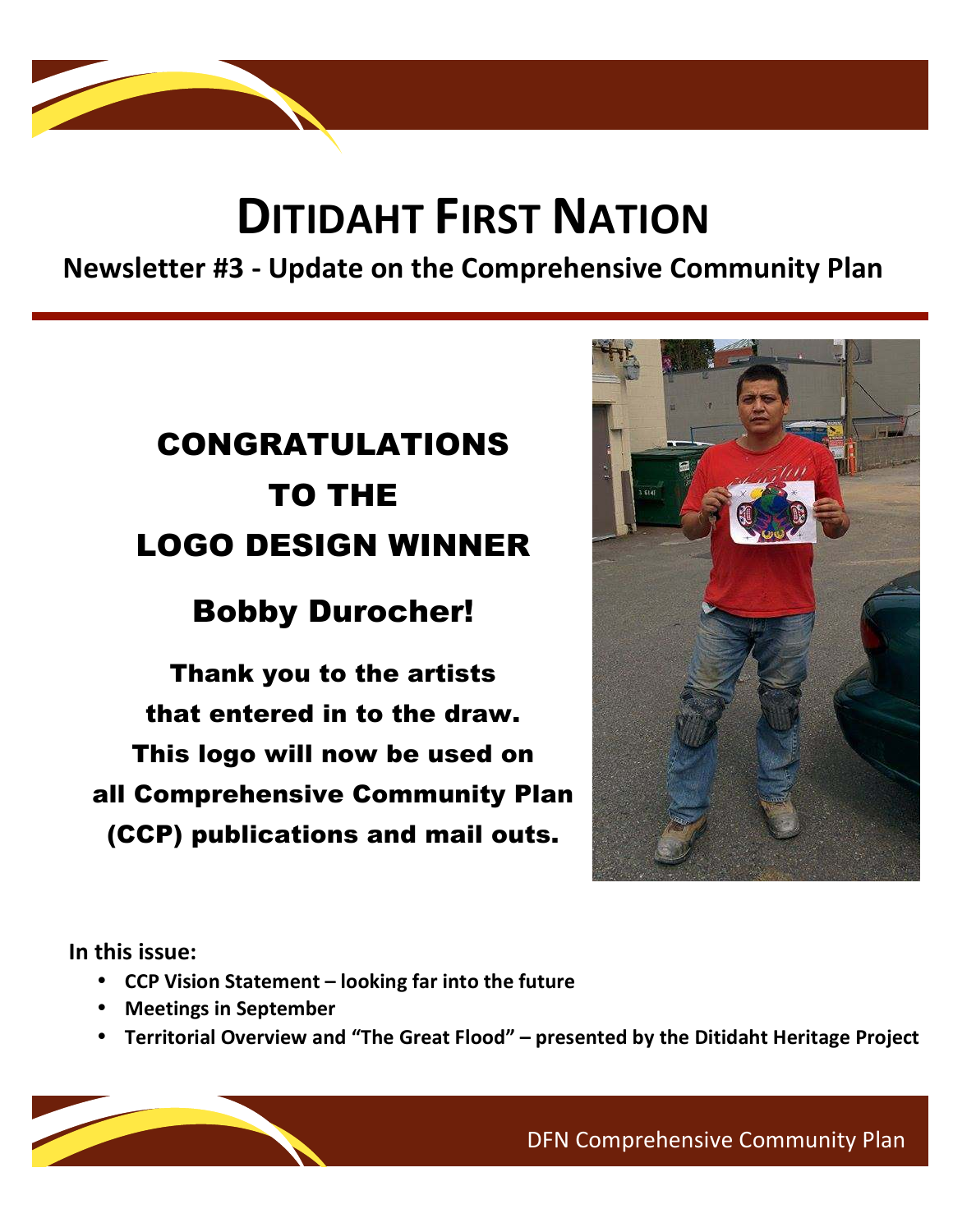# DITIDAHT FIRST NATION

**Newsletter #3 - Update on the Comprehensive Community Plan**

## CONGRATULATIONS TO THE LOGO DESIGN WINNER

## Bobby Durocher!

**Thank you to the artists that entered in to the draw. This logo will now be used on all Comprehensive Community Plan (CCP) publications and mail outs.**

**In this issue:**

- **CCP Vision Statement – looking far into the future**
- **Meetings in September**
- **Territorial Overview and "The Great Flood" – presented by the Ditidaht Heritage Project**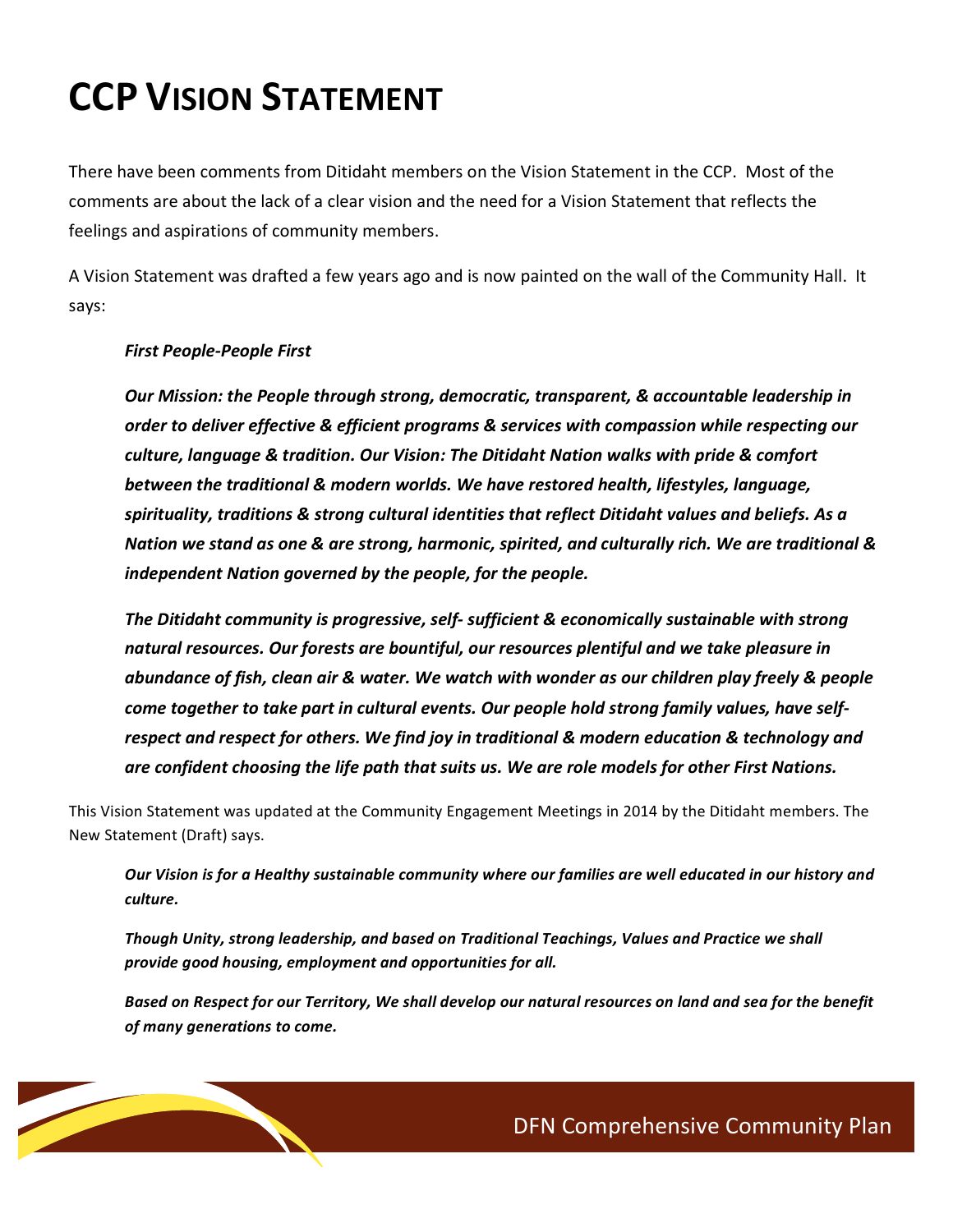# CCP Vision Statement

There have been comments from Ditidaht members on the Vision Statement in the CCP. Most of the comments are about the lack of a clear vision and the need for a Vision Statement that reflects the feelings and aspirations of community members.

A Vision Statement was drafted a few years ago and is now painted on the wall of the Community Hall. It says:

> ***First People-People First***
>
> ***Our Mission: the People through strong, democratic, transparent, & accountable leadership in order to deliver effective & efficient programs & services with compassion while respecting our culture, language & tradition. Our Vision: The Ditidaht Nation walks with pride & comfort between the traditional & modern worlds. We have restored health, lifestyles, language, spirituality, traditions & strong cultural identities that reflect Ditidaht values and beliefs. As a Nation we stand as one & are strong, harmonic, spirited, and culturally rich. We are traditional & independent Nation governed by the people, for the people.***
>
> ***The Ditidaht community is progressive, self- sufficient & economically sustainable with strong natural resources. Our forests are bountiful, our resources plentiful and we take pleasure in abundance of fish, clean air & water. We watch with wonder as our children play freely & people come together to take part in cultural events. Our people hold strong family values, have self-respect and respect for others. We find joy in traditional & modern education & technology and are confident choosing the life path that suits us. We are role models for other First Nations.***

This Vision Statement was updated at the Community Engagement Meetings in 2014 by the Ditidaht members. The New Statement (Draft) says.

> ***Our Vision is for a Healthy sustainable community where our families are well educated in our history and culture.***
>
> ***Though Unity, strong leadership, and based on Traditional Teachings, Values and Practice we shall provide good housing, employment and opportunities for all.***
>
> ***Based on Respect for our Territory, We shall develop our natural resources on land and sea for the benefit of many generations to come.***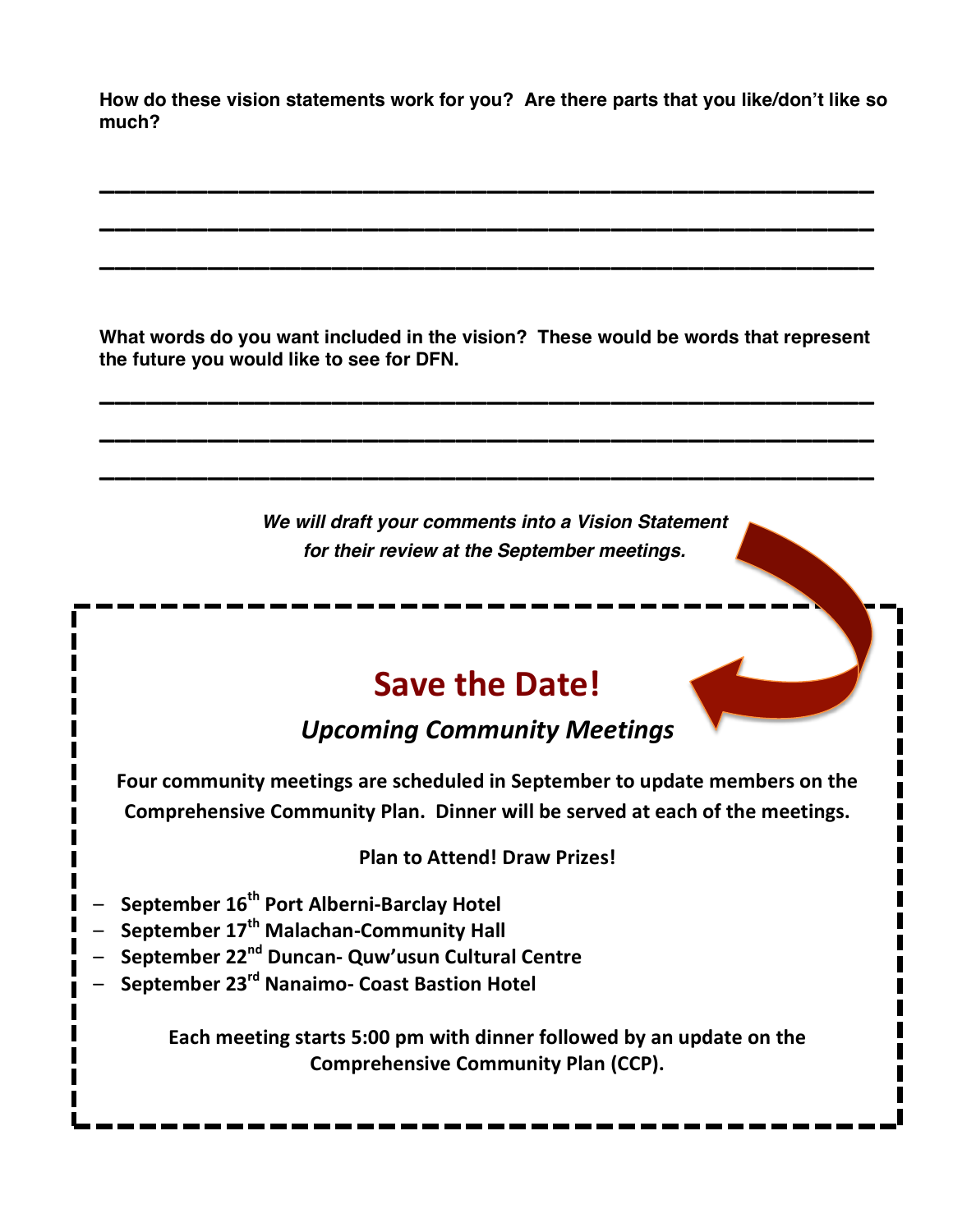**How do these vision statements work for you? Are there parts that you like/don't like so much?**

\_\_\_\_\_\_\_\_\_\_\_\_\_\_\_\_\_\_\_\_\_\_\_\_\_\_\_\_\_\_\_\_\_\_\_\_\_\_\_\_\_\_\_\_\_\_\_\_\_\_\_\_\_\_\_\_\_\_\_\_

\_\_\_\_\_\_\_\_\_\_\_\_\_\_\_\_\_\_\_\_\_\_\_\_\_\_\_\_\_\_\_\_\_\_\_\_\_\_\_\_\_\_\_\_\_\_\_\_\_\_\_\_\_\_\_\_\_\_\_\_

\_\_\_\_\_\_\_\_\_\_\_\_\_\_\_\_\_\_\_\_\_\_\_\_\_\_\_\_\_\_\_\_\_\_\_\_\_\_\_\_\_\_\_\_\_\_\_\_\_\_\_\_\_\_\_\_\_\_\_\_

**What words do you want included in the vision? These would be words that represent the future you would like to see for DFN.**

\_\_\_\_\_\_\_\_\_\_\_\_\_\_\_\_\_\_\_\_\_\_\_\_\_\_\_\_\_\_\_\_\_\_\_\_\_\_\_\_\_\_\_\_\_\_\_\_\_\_\_\_\_\_\_\_\_\_\_\_

\_\_\_\_\_\_\_\_\_\_\_\_\_\_\_\_\_\_\_\_\_\_\_\_\_\_\_\_\_\_\_\_\_\_\_\_\_\_\_\_\_\_\_\_\_\_\_\_\_\_\_\_\_\_\_\_\_\_\_\_

\_\_\_\_\_\_\_\_\_\_\_\_\_\_\_\_\_\_\_\_\_\_\_\_\_\_\_\_\_\_\_\_\_\_\_\_\_\_\_\_\_\_\_\_\_\_\_\_\_\_\_\_\_\_\_\_\_\_\_\_

***We will draft your comments into a Vision Statement for their review at the September meetings.***

# Save the Date!

## *Upcoming Community Meetings*

**Four community meetings are scheduled in September to update members on the Comprehensive Community Plan. Dinner will be served at each of the meetings.**

**Plan to Attend! Draw Prizes!**

- **September 16th Port Alberni-Barclay Hotel**
- **September 17th Malachan-Community Hall**
- **September 22nd Duncan- Quw'usun Cultural Centre**
- **September 23rd Nanaimo- Coast Bastion Hotel**

**Each meeting starts 5:00 pm with dinner followed by an update on the Comprehensive Community Plan (CCP).**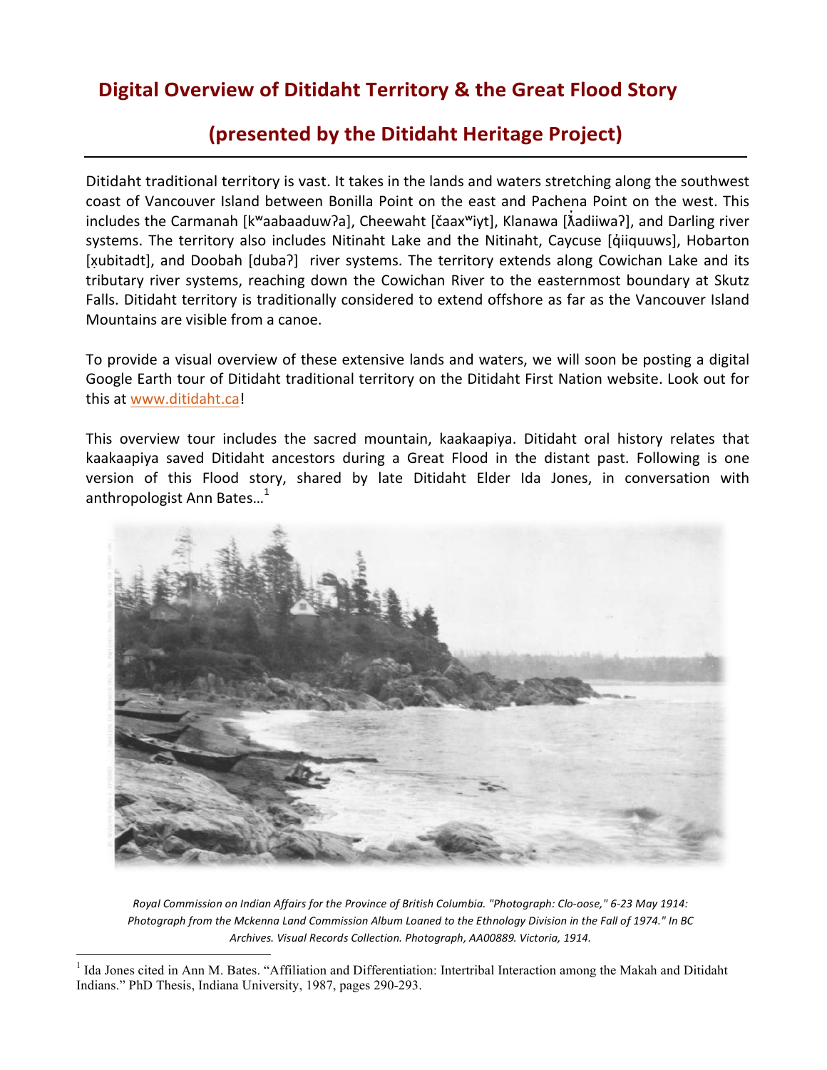# Digital Overview of Ditidaht Territory & the Great Flood Story

## (presented by the Ditidaht Heritage Project)

---

Ditidaht traditional territory is vast. It takes in the lands and waters stretching along the southwest coast of Vancouver Island between Bonilla Point on the east and Pachena Point on the west. This includes the Carmanah [kʷaabaaduwʔa], Cheewaht [čaaxʷiyt], Klanawa [ƛ̓adiiwaʔ], and Darling river systems. The territory also includes Nitinaht Lake and the Nitinaht, Caycuse [q̓iiquuws], Hobarton [x̣ubitadt], and Doobah [dubaʔ] river systems. The territory extends along Cowichan Lake and its tributary river systems, reaching down the Cowichan River to the easternmost boundary at Skutz Falls. Ditidaht territory is traditionally considered to extend offshore as far as the Vancouver Island Mountains are visible from a canoe.

To provide a visual overview of these extensive lands and waters, we will soon be posting a digital Google Earth tour of Ditidaht traditional territory on the Ditidaht First Nation website. Look out for this at www.ditidaht.ca!

This overview tour includes the sacred mountain, kaakaapiya. Ditidaht oral history relates that kaakaapiya saved Ditidaht ancestors during a Great Flood in the distant past. Following is one version of this Flood story, shared by late Ditidaht Elder Ida Jones, in conversation with anthropologist Ann Bates…[1]

*Royal Commission on Indian Affairs for the Province of British Columbia. "Photograph: Clo-oose," 6-23 May 1914: Photograph from the Mckenna Land Commission Album Loaned to the Ethnology Division in the Fall of 1974." In BC Archives. Visual Records Collection. Photograph, AA00889. Victoria, 1914.*

[1] Ida Jones cited in Ann M. Bates. "Affiliation and Differentiation: Intertribal Interaction among the Makah and Ditidaht Indians." PhD Thesis, Indiana University, 1987, pages 290-293.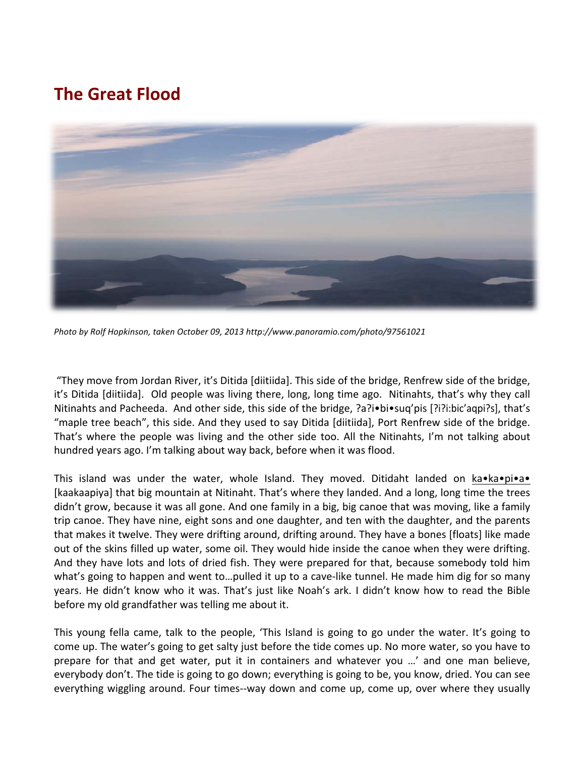# The Great Flood

*Photo by Rolf Hopkinson, taken October 09, 2013 http://www.panoramio.com/photo/97561021*

"They move from Jordan River, it's Ditida [diitiida]. This side of the bridge, Renfrew side of the bridge, it's Ditida [diitiida]. Old people was living there, long, long time ago. Nitinahts, that's why they call Nitinahts and Pacheeda. And other side, this side of the bridge, ?a?i•bi•suq'pis [?i?i:bic'aqpi?s], that's "maple tree beach", this side. And they used to say Ditida [diitiida], Port Renfrew side of the bridge. That's where the people was living and the other side too. All the Nitinahts, I'm not talking about hundred years ago. I'm talking about way back, before when it was flood.

This island was under the water, whole Island. They moved. Ditidaht landed on <u>ka•ka•pi•a•</u> [kaakaapiya] that big mountain at Nitinaht. That's where they landed. And a long, long time the trees didn't grow, because it was all gone. And one family in a big, big canoe that was moving, like a family trip canoe. They have nine, eight sons and one daughter, and ten with the daughter, and the parents that makes it twelve. They were drifting around, drifting around. They have a bones [floats] like made out of the skins filled up water, some oil. They would hide inside the canoe when they were drifting. And they have lots and lots of dried fish. They were prepared for that, because somebody told him what's going to happen and went to…pulled it up to a cave-like tunnel. He made him dig for so many years. He didn't know who it was. That's just like Noah's ark. I didn't know how to read the Bible before my old grandfather was telling me about it.

This young fella came, talk to the people, 'This Island is going to go under the water. It's going to come up. The water's going to get salty just before the tide comes up. No more water, so you have to prepare for that and get water, put it in containers and whatever you …' and one man believe, everybody don't. The tide is going to go down; everything is going to be, you know, dried. You can see everything wiggling around. Four times--way down and come up, come up, over where they usually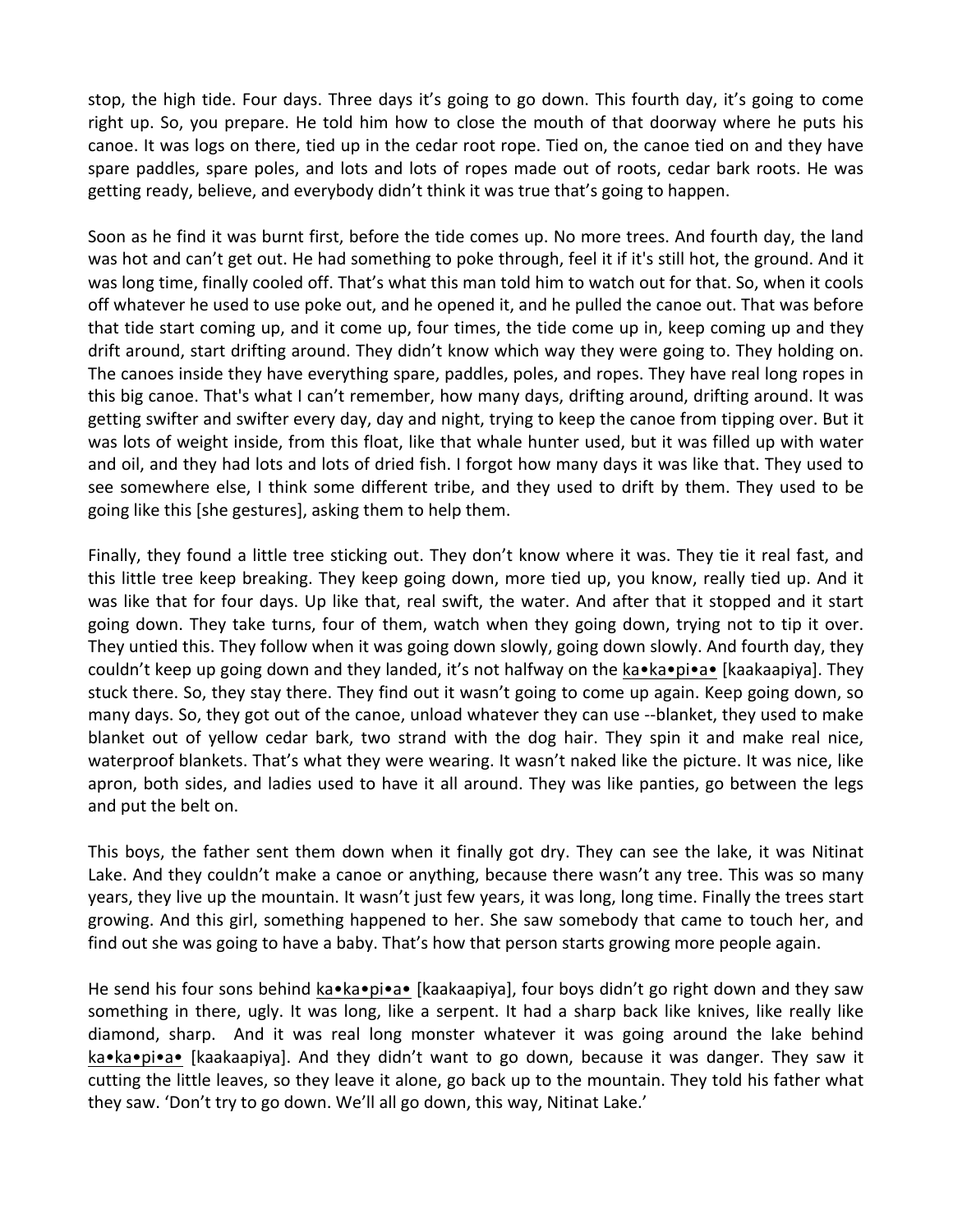stop, the high tide. Four days. Three days it's going to go down. This fourth day, it's going to come right up. So, you prepare. He told him how to close the mouth of that doorway where he puts his canoe. It was logs on there, tied up in the cedar root rope. Tied on, the canoe tied on and they have spare paddles, spare poles, and lots and lots of ropes made out of roots, cedar bark roots. He was getting ready, believe, and everybody didn't think it was true that's going to happen.

Soon as he find it was burnt first, before the tide comes up. No more trees. And fourth day, the land was hot and can't get out. He had something to poke through, feel it if it's still hot, the ground. And it was long time, finally cooled off. That's what this man told him to watch out for that. So, when it cools off whatever he used to use poke out, and he opened it, and he pulled the canoe out. That was before that tide start coming up, and it come up, four times, the tide come up in, keep coming up and they drift around, start drifting around. They didn't know which way they were going to. They holding on. The canoes inside they have everything spare, paddles, poles, and ropes. They have real long ropes in this big canoe. That's what I can't remember, how many days, drifting around, drifting around. It was getting swifter and swifter every day, day and night, trying to keep the canoe from tipping over. But it was lots of weight inside, from this float, like that whale hunter used, but it was filled up with water and oil, and they had lots and lots of dried fish. I forgot how many days it was like that. They used to see somewhere else, I think some different tribe, and they used to drift by them. They used to be going like this [she gestures], asking them to help them.

Finally, they found a little tree sticking out. They don't know where it was. They tie it real fast, and this little tree keep breaking. They keep going down, more tied up, you know, really tied up. And it was like that for four days. Up like that, real swift, the water. And after that it stopped and it start going down. They take turns, four of them, watch when they going down, trying not to tip it over. They untied this. They follow when it was going down slowly, going down slowly. And fourth day, they couldn't keep up going down and they landed, it's not halfway on the <u>ka•ka•pi•a•</u> [kaakaapiya]. They stuck there. So, they stay there. They find out it wasn't going to come up again. Keep going down, so many days. So, they got out of the canoe, unload whatever they can use --blanket, they used to make blanket out of yellow cedar bark, two strand with the dog hair. They spin it and make real nice, waterproof blankets. That's what they were wearing. It wasn't naked like the picture. It was nice, like apron, both sides, and ladies used to have it all around. They was like panties, go between the legs and put the belt on.

This boys, the father sent them down when it finally got dry. They can see the lake, it was Nitinat Lake. And they couldn't make a canoe or anything, because there wasn't any tree. This was so many years, they live up the mountain. It wasn't just few years, it was long, long time. Finally the trees start growing. And this girl, something happened to her. She saw somebody that came to touch her, and find out she was going to have a baby. That's how that person starts growing more people again.

He send his four sons behind <u>ka•ka•pi•a•</u> [kaakaapiya], four boys didn't go right down and they saw something in there, ugly. It was long, like a serpent. It had a sharp back like knives, like really like diamond, sharp. And it was real long monster whatever it was going around the lake behind <u>ka•ka•pi•a•</u> [kaakaapiya]. And they didn't want to go down, because it was danger. They saw it cutting the little leaves, so they leave it alone, go back up to the mountain. They told his father what they saw. 'Don't try to go down. We'll all go down, this way, Nitinat Lake.'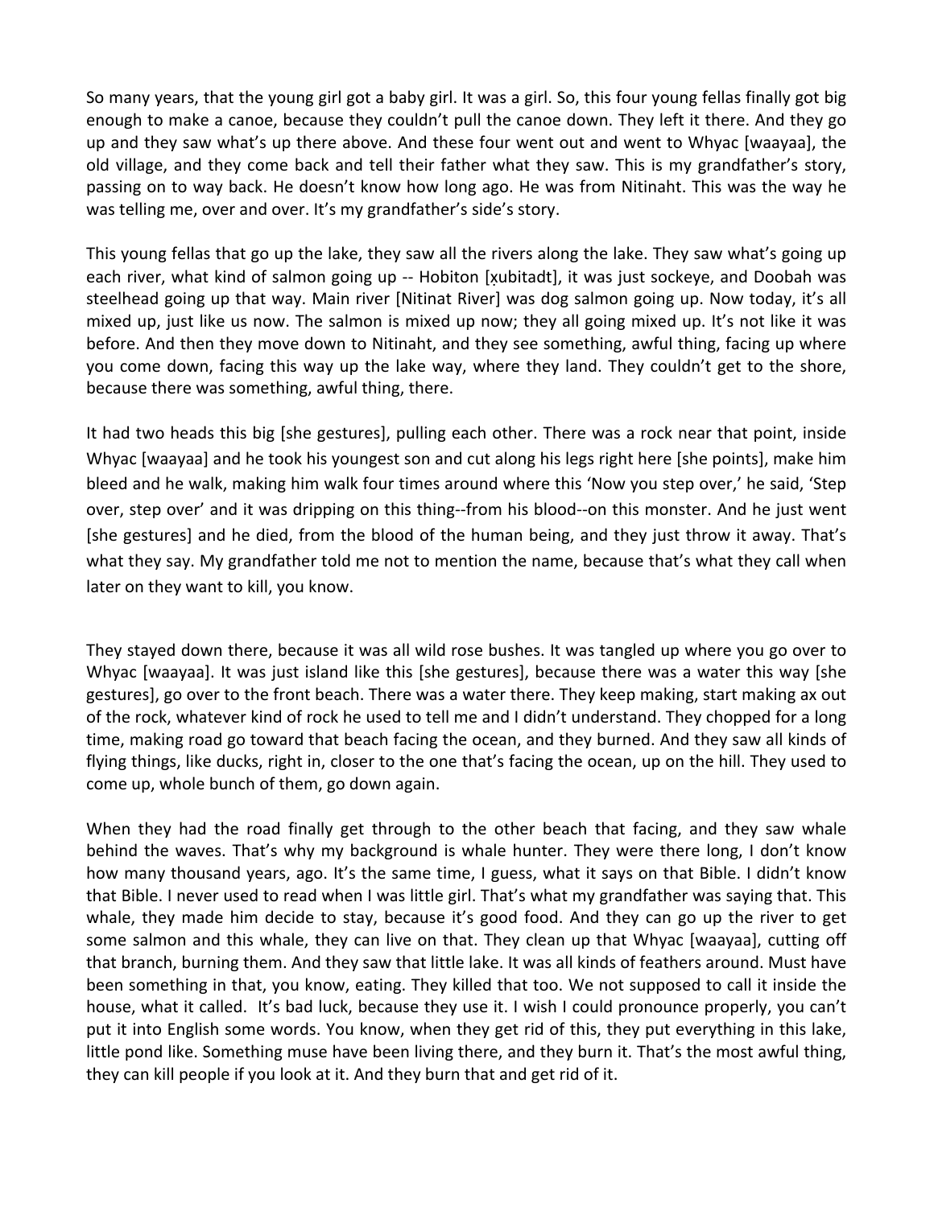So many years, that the young girl got a baby girl. It was a girl. So, this four young fellas finally got big enough to make a canoe, because they couldn't pull the canoe down. They left it there. And they go up and they saw what's up there above. And these four went out and went to Whyac [waayaa], the old village, and they come back and tell their father what they saw. This is my grandfather's story, passing on to way back. He doesn't know how long ago. He was from Nitinaht. This was the way he was telling me, over and over. It's my grandfather's side's story.

This young fellas that go up the lake, they saw all the rivers along the lake. They saw what's going up each river, what kind of salmon going up -- Hobiton [x̣ubitadt], it was just sockeye, and Doobah was steelhead going up that way. Main river [Nitinat River] was dog salmon going up. Now today, it's all mixed up, just like us now. The salmon is mixed up now; they all going mixed up. It's not like it was before. And then they move down to Nitinaht, and they see something, awful thing, facing up where you come down, facing this way up the lake way, where they land. They couldn't get to the shore, because there was something, awful thing, there.

It had two heads this big [she gestures], pulling each other. There was a rock near that point, inside Whyac [waayaa] and he took his youngest son and cut along his legs right here [she points], make him bleed and he walk, making him walk four times around where this 'Now you step over,' he said, 'Step over, step over' and it was dripping on this thing--from his blood--on this monster. And he just went [she gestures] and he died, from the blood of the human being, and they just throw it away. That's what they say. My grandfather told me not to mention the name, because that's what they call when later on they want to kill, you know.

They stayed down there, because it was all wild rose bushes. It was tangled up where you go over to Whyac [waayaa]. It was just island like this [she gestures], because there was a water this way [she gestures], go over to the front beach. There was a water there. They keep making, start making ax out of the rock, whatever kind of rock he used to tell me and I didn't understand. They chopped for a long time, making road go toward that beach facing the ocean, and they burned. And they saw all kinds of flying things, like ducks, right in, closer to the one that's facing the ocean, up on the hill. They used to come up, whole bunch of them, go down again.

When they had the road finally get through to the other beach that facing, and they saw whale behind the waves. That's why my background is whale hunter. They were there long, I don't know how many thousand years, ago. It's the same time, I guess, what it says on that Bible. I didn't know that Bible. I never used to read when I was little girl. That's what my grandfather was saying that. This whale, they made him decide to stay, because it's good food. And they can go up the river to get some salmon and this whale, they can live on that. They clean up that Whyac [waayaa], cutting off that branch, burning them. And they saw that little lake. It was all kinds of feathers around. Must have been something in that, you know, eating. They killed that too. We not supposed to call it inside the house, what it called. It's bad luck, because they use it. I wish I could pronounce properly, you can't put it into English some words. You know, when they get rid of this, they put everything in this lake, little pond like. Something muse have been living there, and they burn it. That's the most awful thing, they can kill people if you look at it. And they burn that and get rid of it.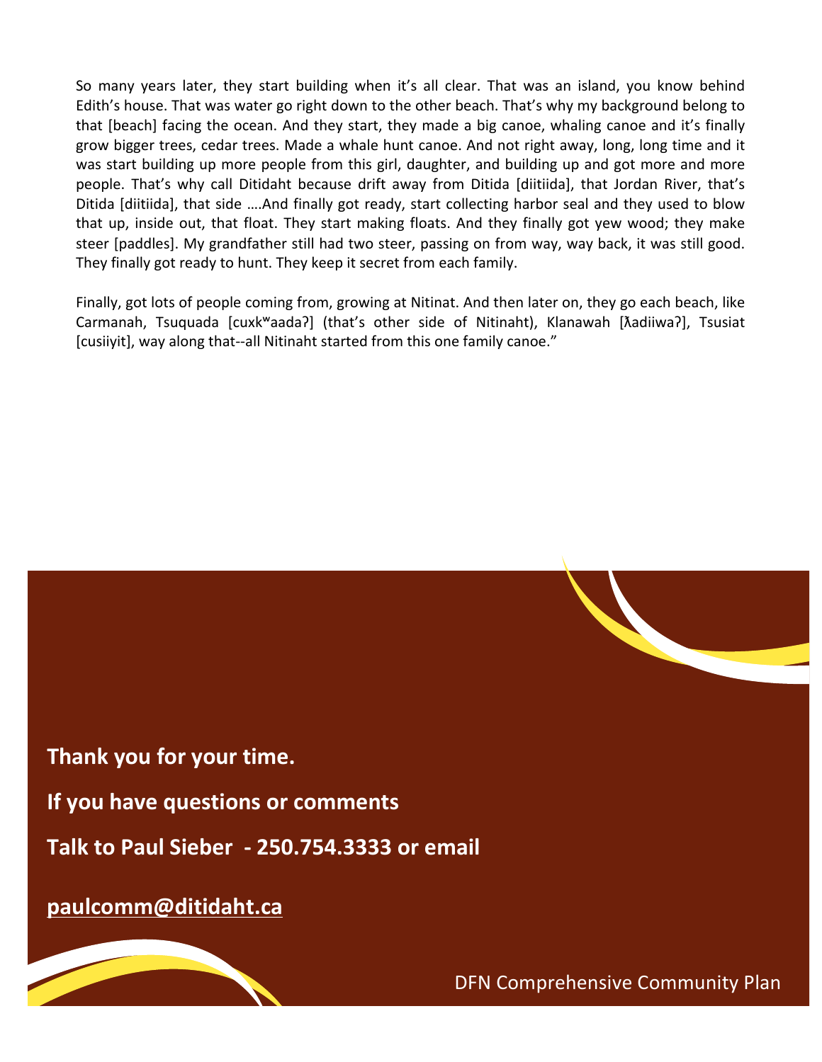So many years later, they start building when it's all clear. That was an island, you know behind Edith's house. That was water go right down to the other beach. That's why my background belong to that [beach] facing the ocean. And they start, they made a big canoe, whaling canoe and it's finally grow bigger trees, cedar trees. Made a whale hunt canoe. And not right away, long, long time and it was start building up more people from this girl, daughter, and building up and got more and more people. That's why call Ditidaht because drift away from Ditida [diitiida], that Jordan River, that's Ditida [diitiida], that side ….And finally got ready, start collecting harbor seal and they used to blow that up, inside out, that float. They start making floats. And they finally got yew wood; they make steer [paddles]. My grandfather still had two steer, passing on from way, way back, it was still good. They finally got ready to hunt. They keep it secret from each family.

Finally, got lots of people coming from, growing at Nitinat. And then later on, they go each beach, like Carmanah, Tsuquada [cuxkʷaadaʔ] (that's other side of Nitinaht), Klanawah [ƛadiiwaʔ], Tsusiat [cusiiyit], way along that--all Nitinaht started from this one family canoe."

**Thank you for your time.**

**If you have questions or comments**

**Talk to Paul Sieber - 250.754.3333 or email**

**paulcomm@ditidaht.ca**

DFN Comprehensive Community Plan